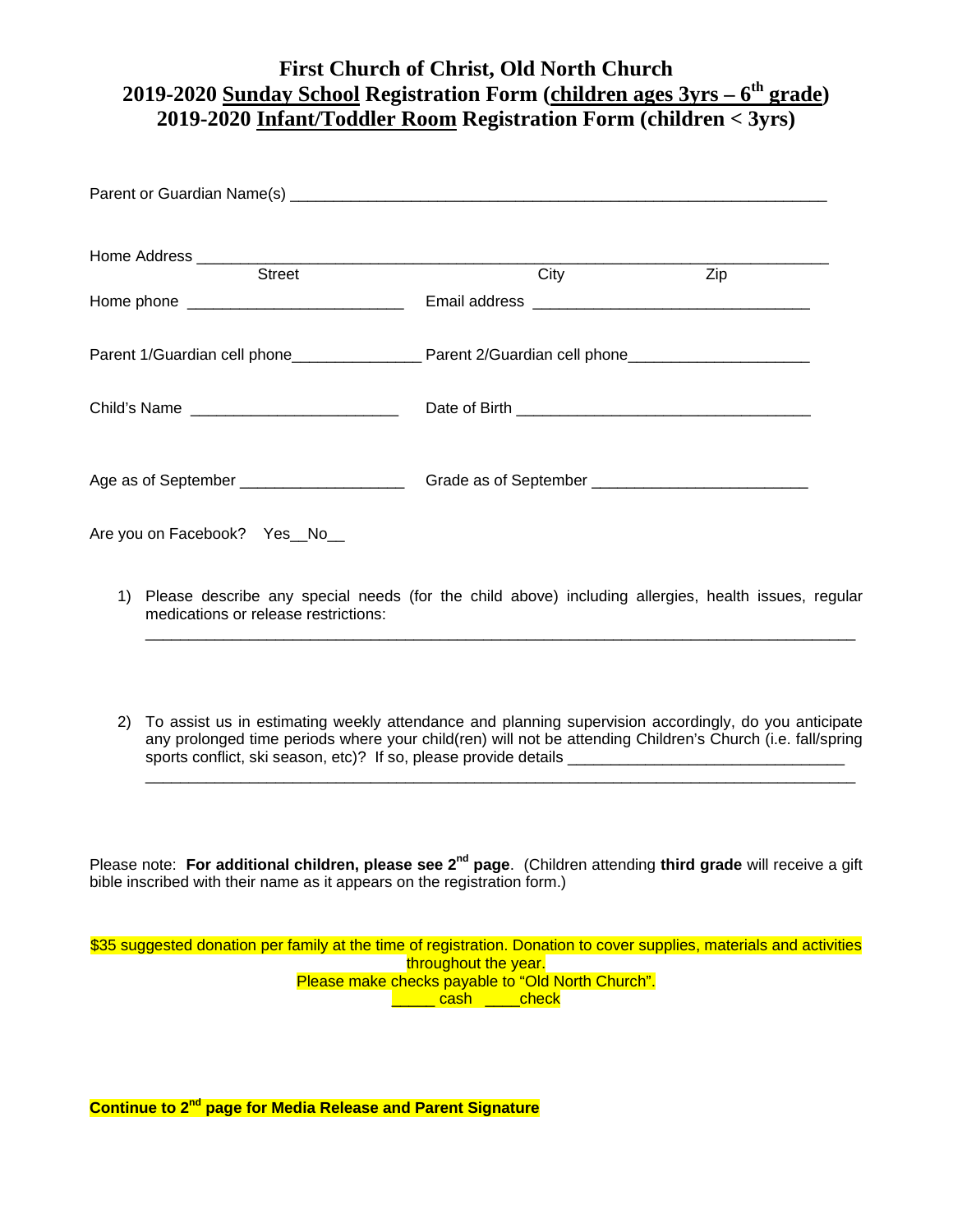# First Church of Christ, Old North Church
## 2019-2020 Sunday School Registration Form (children ages 3yrs – 6th grade)
## 2019-2020 Infant/Toddler Room Registration Form (children < 3yrs)

Parent or Guardian Name(s) ____________________________________________________________

Home Address ________________________________________________________________________
Street City Zip

Home phone ________________________ Email address ______________________________

Parent 1/Guardian cell phone______________ Parent 2/Guardian cell phone____________________

Child's Name _______________________ Date of Birth _________________________________

Age as of September __________________ Grade as of September _______________________

Are you on Facebook? Yes__No__

1) Please describe any special needs (for the child above) including allergies, health issues, regular medications or release restrictions:
_______________________________________________________________________________

2) To assist us in estimating weekly attendance and planning supervision accordingly, do you anticipate any prolonged time periods where your child(ren) will not be attending Children's Church (i.e. fall/spring sports conflict, ski season, etc)? If so, please provide details ______________________________
_______________________________________________________________________________

Please note: **For additional children, please see 2nd page**. (Children attending **third grade** will receive a gift bible inscribed with their name as it appears on the registration form.)

$35 suggested donation per family at the time of registration. Donation to cover supplies, materials and activities throughout the year.
Please make checks payable to "Old North Church".
_____ cash ____check

**Continue to 2nd page for Media Release and Parent Signature**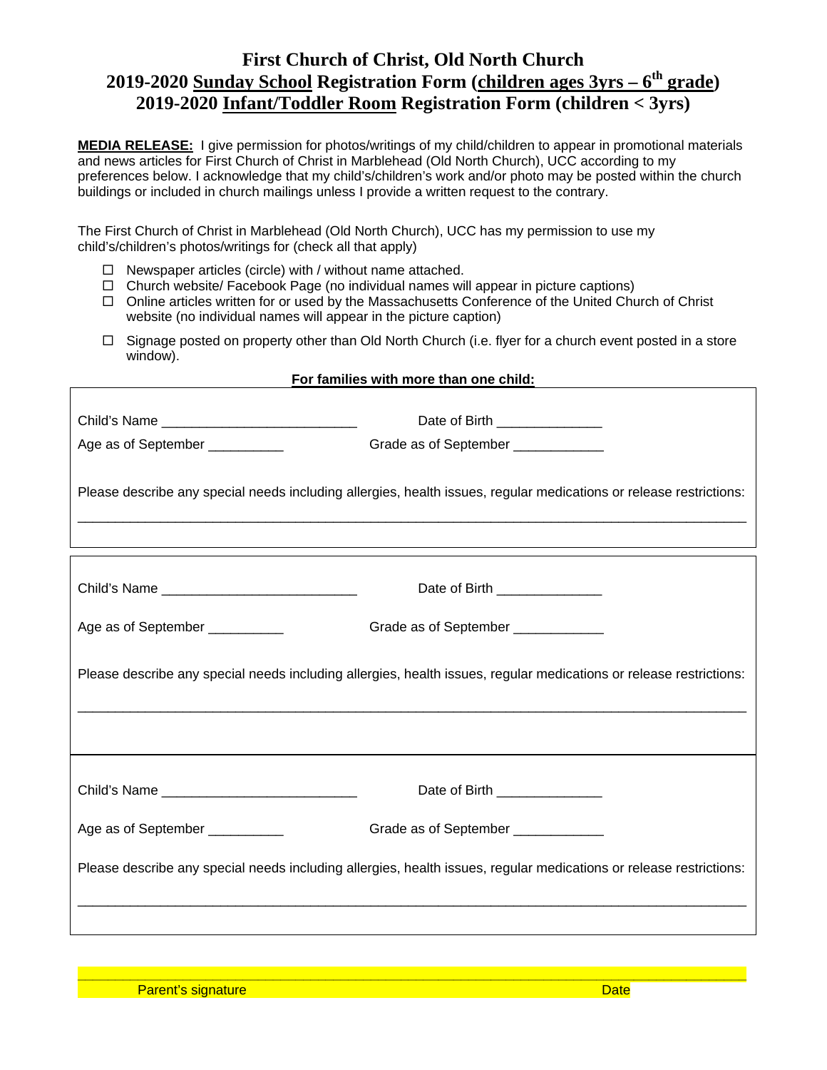# First Church of Christ, Old North Church

## 2019-2020 Sunday School Registration Form (children ages 3yrs – 6th grade)

## 2019-2020 Infant/Toddler Room Registration Form (children < 3yrs)

**MEDIA RELEASE:** I give permission for photos/writings of my child/children to appear in promotional materials and news articles for First Church of Christ in Marblehead (Old North Church), UCC according to my preferences below. I acknowledge that my child's/children's work and/or photo may be posted within the church buildings or included in church mailings unless I provide a written request to the contrary.

The First Church of Christ in Marblehead (Old North Church), UCC has my permission to use my child's/children's photos/writings for (check all that apply)

- ☐ Newspaper articles (circle) with / without name attached.
- ☐ Church website/ Facebook Page (no individual names will appear in picture captions)
- ☐ Online articles written for or used by the Massachusetts Conference of the United Church of Christ website (no individual names will appear in the picture caption)
- ☐ Signage posted on property other than Old North Church (i.e. flyer for a church event posted in a store window).

**For families with more than one child:**

Child's Name ___________________________ Date of Birth ______________

Age as of September __________ Grade as of September ____________

Please describe any special needs including allergies, health issues, regular medications or release restrictions:

_______________________________________________________________________________________

Child's Name ___________________________ Date of Birth ______________

Age as of September __________ Grade as of September ____________

Please describe any special needs including allergies, health issues, regular medications or release restrictions:

_______________________________________________________________________________________

Child's Name ___________________________ Date of Birth ______________

Age as of September __________ Grade as of September ____________

Please describe any special needs including allergies, health issues, regular medications or release restrictions:

_______________________________________________________________________________________

_______________________________________________________________________________________

Parent's signature Date